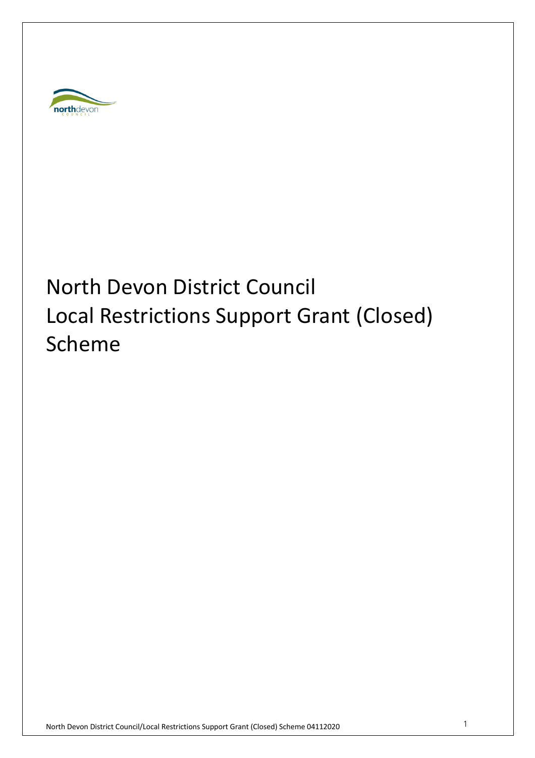# North Devon District Council Local Restrictions Support Grant (Closed) Scheme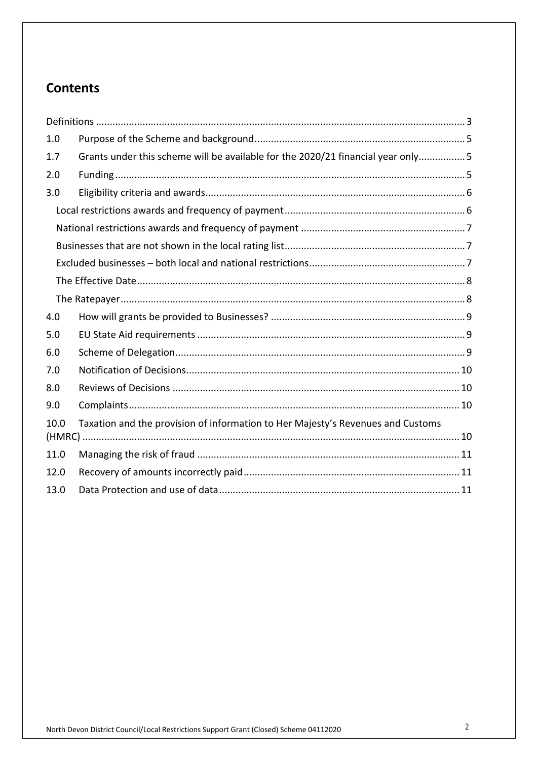## Contents

- Definitions ..... 3
- 1.0 Purpose of the Scheme and background. ..... 5
- 1.7 Grants under this scheme will be available for the 2020/21 financial year only ..... 5
- 2.0 Funding ..... 5
- 3.0 Eligibility criteria and awards ..... 6
  - Local restrictions awards and frequency of payment ..... 6
  - National restrictions awards and frequency of payment ..... 7
  - Businesses that are not shown in the local rating list ..... 7
  - Excluded businesses – both local and national restrictions ..... 7
  - The Effective Date ..... 8
  - The Ratepayer ..... 8
- 4.0 How will grants be provided to Businesses? ..... 9
- 5.0 EU State Aid requirements ..... 9
- 6.0 Scheme of Delegation ..... 9
- 7.0 Notification of Decisions ..... 10
- 8.0 Reviews of Decisions ..... 10
- 9.0 Complaints ..... 10
- 10.0 Taxation and the provision of information to Her Majesty's Revenues and Customs (HMRC) ..... 10
- 11.0 Managing the risk of fraud ..... 11
- 12.0 Recovery of amounts incorrectly paid ..... 11
- 13.0 Data Protection and use of data ..... 11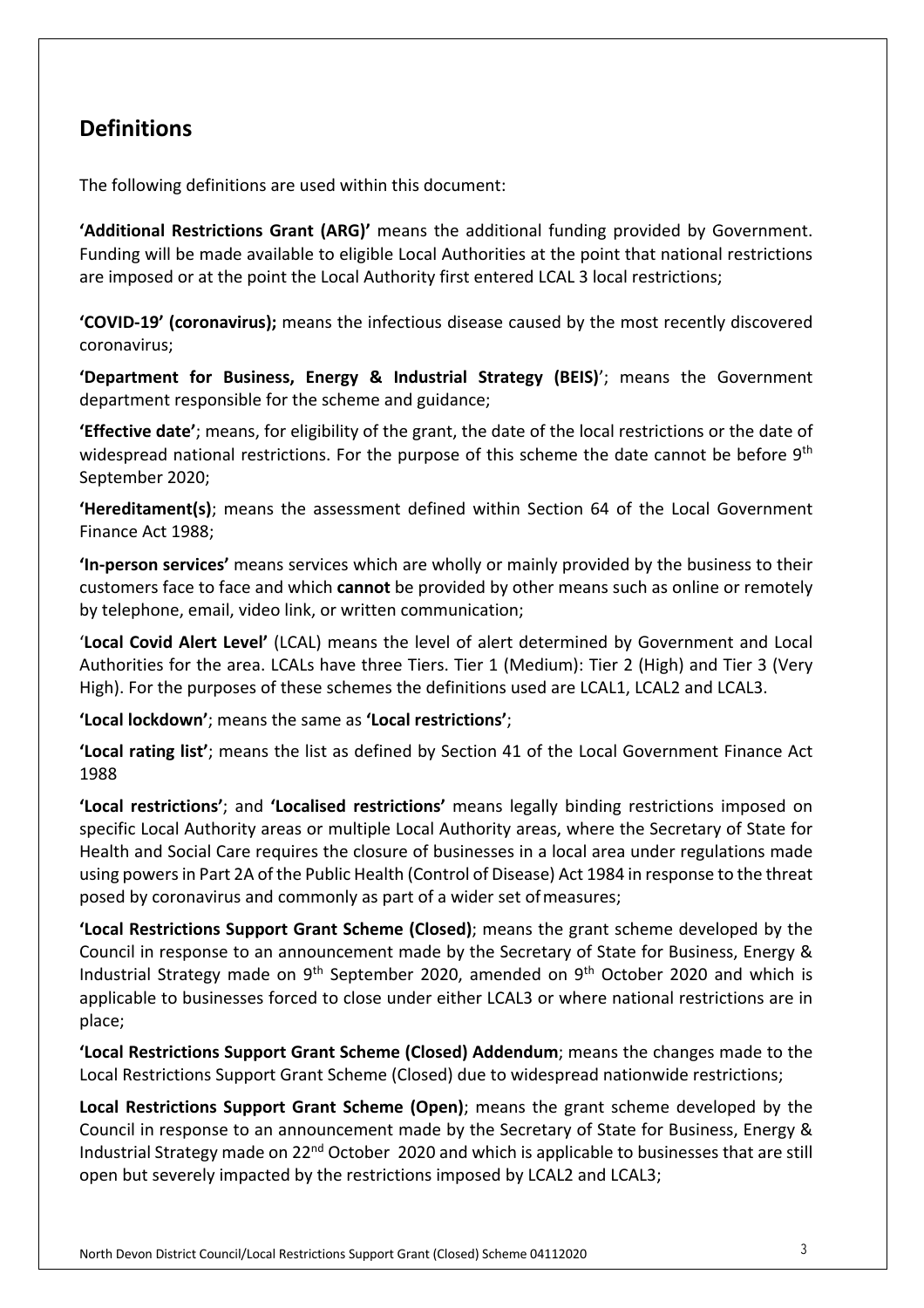## Definitions

The following definitions are used within this document:

**'Additional Restrictions Grant (ARG)'** means the additional funding provided by Government. Funding will be made available to eligible Local Authorities at the point that national restrictions are imposed or at the point the Local Authority first entered LCAL 3 local restrictions;

**'COVID-19' (coronavirus);** means the infectious disease caused by the most recently discovered coronavirus;

**'Department for Business, Energy & Industrial Strategy (BEIS)**'; means the Government department responsible for the scheme and guidance;

**'Effective date'**; means, for eligibility of the grant, the date of the local restrictions or the date of widespread national restrictions. For the purpose of this scheme the date cannot be before 9th September 2020;

**'Hereditament(s)**; means the assessment defined within Section 64 of the Local Government Finance Act 1988;

**'In-person services'** means services which are wholly or mainly provided by the business to their customers face to face and which **cannot** be provided by other means such as online or remotely by telephone, email, video link, or written communication;

'**Local Covid Alert Level'** (LCAL) means the level of alert determined by Government and Local Authorities for the area. LCALs have three Tiers. Tier 1 (Medium): Tier 2 (High) and Tier 3 (Very High). For the purposes of these schemes the definitions used are LCAL1, LCAL2 and LCAL3.

**'Local lockdown'**; means the same as **'Local restrictions'**;

**'Local rating list'**; means the list as defined by Section 41 of the Local Government Finance Act 1988

**'Local restrictions'**; and **'Localised restrictions'** means legally binding restrictions imposed on specific Local Authority areas or multiple Local Authority areas, where the Secretary of State for Health and Social Care requires the closure of businesses in a local area under regulations made using powers in Part 2A of the Public Health (Control of Disease) Act 1984 in response to the threat posed by coronavirus and commonly as part of a wider set of measures;

**'Local Restrictions Support Grant Scheme (Closed)**; means the grant scheme developed by the Council in response to an announcement made by the Secretary of State for Business, Energy & Industrial Strategy made on 9th September 2020, amended on 9th October 2020 and which is applicable to businesses forced to close under either LCAL3 or where national restrictions are in place;

**'Local Restrictions Support Grant Scheme (Closed) Addendum**; means the changes made to the Local Restrictions Support Grant Scheme (Closed) due to widespread nationwide restrictions;

**Local Restrictions Support Grant Scheme (Open)**; means the grant scheme developed by the Council in response to an announcement made by the Secretary of State for Business, Energy & Industrial Strategy made on 22nd October 2020 and which is applicable to businesses that are still open but severely impacted by the restrictions imposed by LCAL2 and LCAL3;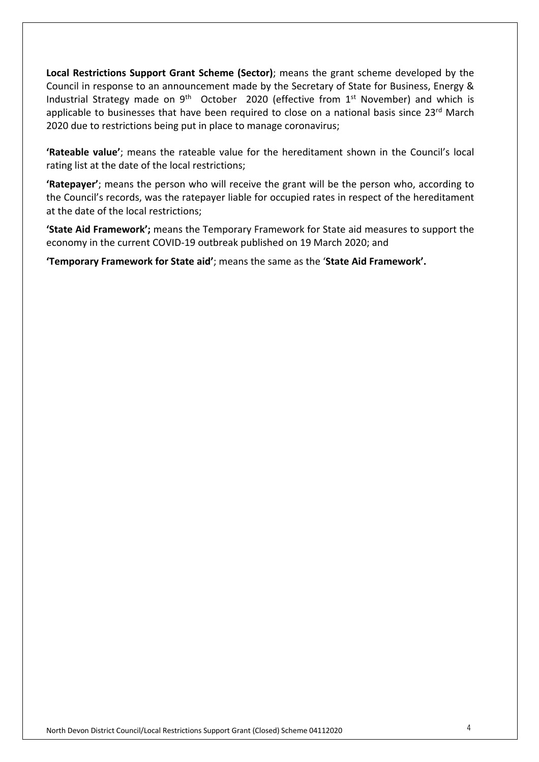**Local Restrictions Support Grant Scheme (Sector)**; means the grant scheme developed by the Council in response to an announcement made by the Secretary of State for Business, Energy & Industrial Strategy made on 9th October 2020 (effective from 1st November) and which is applicable to businesses that have been required to close on a national basis since 23rd March 2020 due to restrictions being put in place to manage coronavirus;

**'Rateable value'**; means the rateable value for the hereditament shown in the Council's local rating list at the date of the local restrictions;

**'Ratepayer'**; means the person who will receive the grant will be the person who, according to the Council's records, was the ratepayer liable for occupied rates in respect of the hereditament at the date of the local restrictions;

**'State Aid Framework';** means the Temporary Framework for State aid measures to support the economy in the current COVID-19 outbreak published on 19 March 2020; and

**'Temporary Framework for State aid'**; means the same as the '**State Aid Framework'.**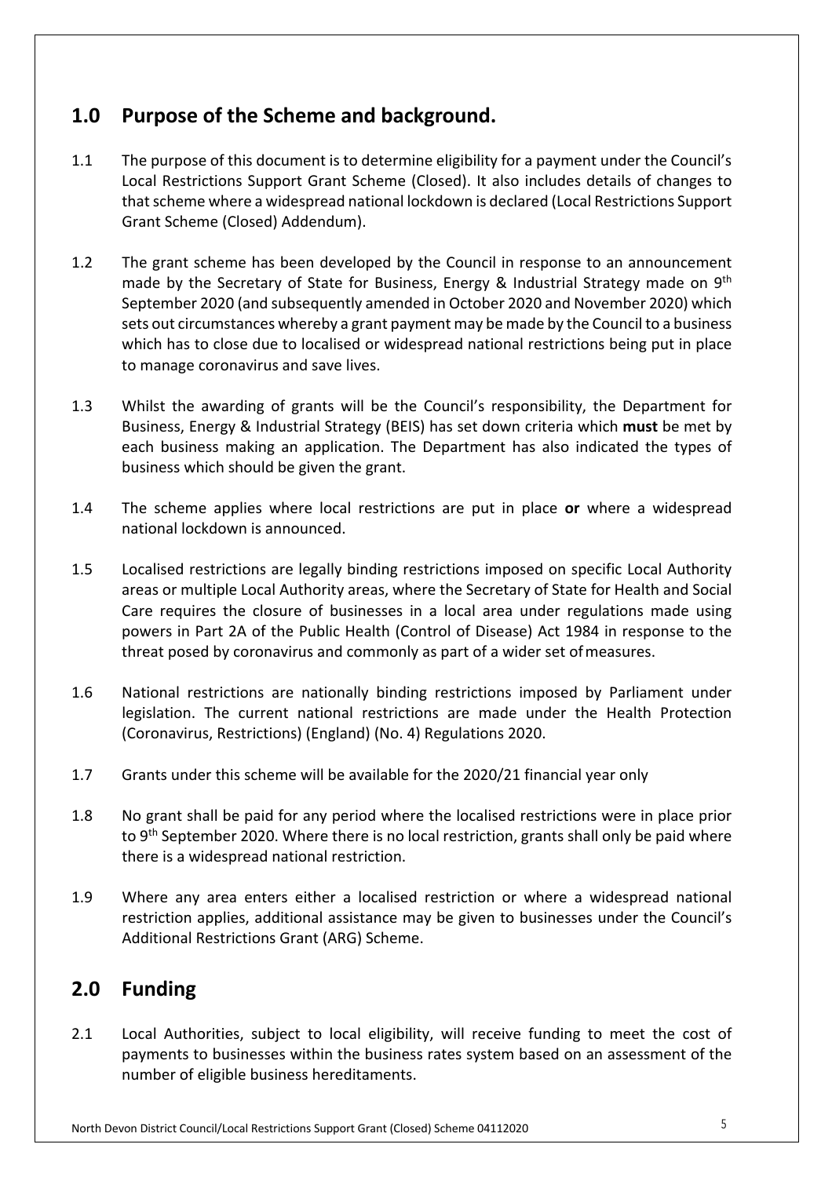## 1.0 Purpose of the Scheme and background.

1.1 The purpose of this document is to determine eligibility for a payment under the Council's Local Restrictions Support Grant Scheme (Closed). It also includes details of changes to that scheme where a widespread national lockdown is declared (Local Restrictions Support Grant Scheme (Closed) Addendum).

1.2 The grant scheme has been developed by the Council in response to an announcement made by the Secretary of State for Business, Energy & Industrial Strategy made on 9th September 2020 (and subsequently amended in October 2020 and November 2020) which sets out circumstances whereby a grant payment may be made by the Council to a business which has to close due to localised or widespread national restrictions being put in place to manage coronavirus and save lives.

1.3 Whilst the awarding of grants will be the Council's responsibility, the Department for Business, Energy & Industrial Strategy (BEIS) has set down criteria which **must** be met by each business making an application. The Department has also indicated the types of business which should be given the grant.

1.4 The scheme applies where local restrictions are put in place **or** where a widespread national lockdown is announced.

1.5 Localised restrictions are legally binding restrictions imposed on specific Local Authority areas or multiple Local Authority areas, where the Secretary of State for Health and Social Care requires the closure of businesses in a local area under regulations made using powers in Part 2A of the Public Health (Control of Disease) Act 1984 in response to the threat posed by coronavirus and commonly as part of a wider set of measures.

1.6 National restrictions are nationally binding restrictions imposed by Parliament under legislation. The current national restrictions are made under the Health Protection (Coronavirus, Restrictions) (England) (No. 4) Regulations 2020.

1.7 Grants under this scheme will be available for the 2020/21 financial year only

1.8 No grant shall be paid for any period where the localised restrictions were in place prior to 9th September 2020. Where there is no local restriction, grants shall only be paid where there is a widespread national restriction.

1.9 Where any area enters either a localised restriction or where a widespread national restriction applies, additional assistance may be given to businesses under the Council's Additional Restrictions Grant (ARG) Scheme.

## 2.0 Funding

2.1 Local Authorities, subject to local eligibility, will receive funding to meet the cost of payments to businesses within the business rates system based on an assessment of the number of eligible business hereditaments.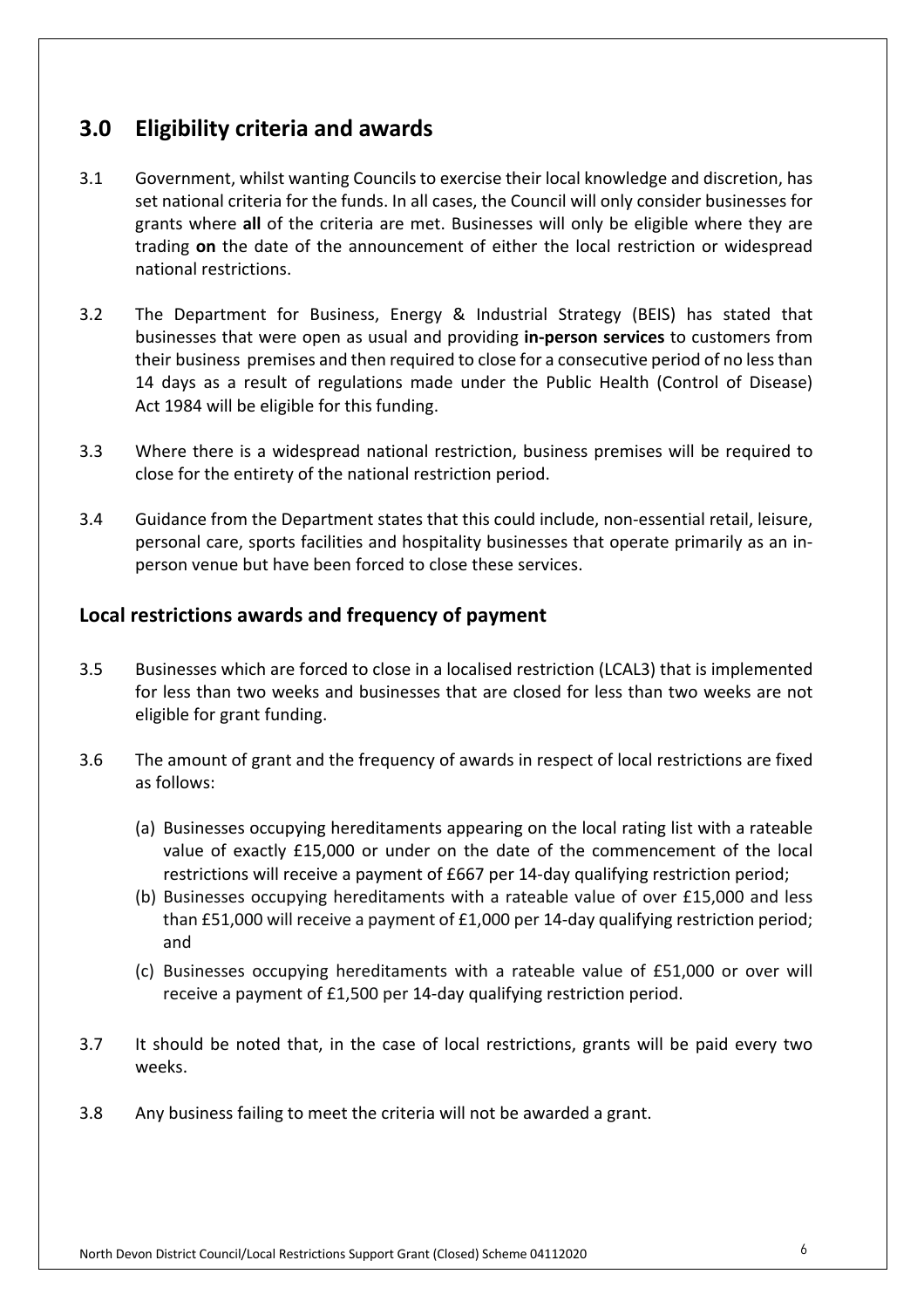## 3.0 Eligibility criteria and awards

3.1 Government, whilst wanting Councils to exercise their local knowledge and discretion, has set national criteria for the funds. In all cases, the Council will only consider businesses for grants where **all** of the criteria are met. Businesses will only be eligible where they are trading **on** the date of the announcement of either the local restriction or widespread national restrictions.

3.2 The Department for Business, Energy & Industrial Strategy (BEIS) has stated that businesses that were open as usual and providing **in-person services** to customers from their business premises and then required to close for a consecutive period of no less than 14 days as a result of regulations made under the Public Health (Control of Disease) Act 1984 will be eligible for this funding.

3.3 Where there is a widespread national restriction, business premises will be required to close for the entirety of the national restriction period.

3.4 Guidance from the Department states that this could include, non-essential retail, leisure, personal care, sports facilities and hospitality businesses that operate primarily as an in-person venue but have been forced to close these services.

### Local restrictions awards and frequency of payment

3.5 Businesses which are forced to close in a localised restriction (LCAL3) that is implemented for less than two weeks and businesses that are closed for less than two weeks are not eligible for grant funding.

3.6 The amount of grant and the frequency of awards in respect of local restrictions are fixed as follows:

(a) Businesses occupying hereditaments appearing on the local rating list with a rateable value of exactly £15,000 or under on the date of the commencement of the local restrictions will receive a payment of £667 per 14-day qualifying restriction period;

(b) Businesses occupying hereditaments with a rateable value of over £15,000 and less than £51,000 will receive a payment of £1,000 per 14-day qualifying restriction period; and

(c) Businesses occupying hereditaments with a rateable value of £51,000 or over will receive a payment of £1,500 per 14-day qualifying restriction period.

3.7 It should be noted that, in the case of local restrictions, grants will be paid every two weeks.

3.8 Any business failing to meet the criteria will not be awarded a grant.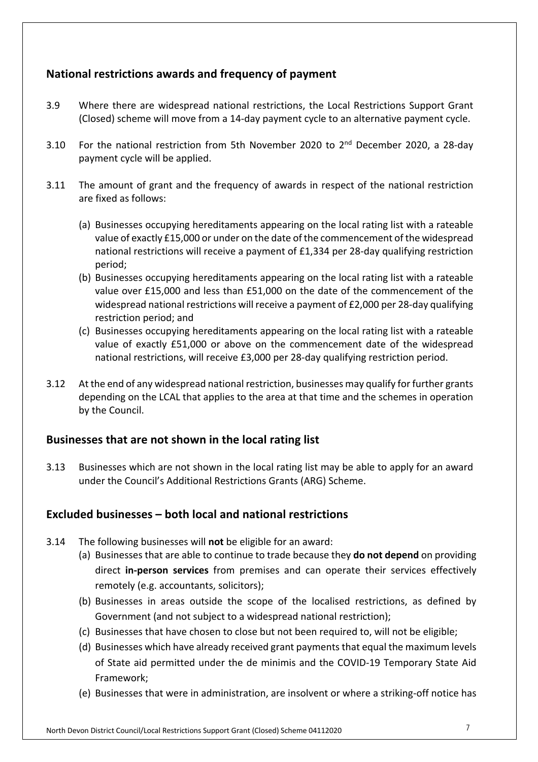## National restrictions awards and frequency of payment

3.9 Where there are widespread national restrictions, the Local Restrictions Support Grant (Closed) scheme will move from a 14-day payment cycle to an alternative payment cycle.

3.10 For the national restriction from 5th November 2020 to 2nd December 2020, a 28-day payment cycle will be applied.

3.11 The amount of grant and the frequency of awards in respect of the national restriction are fixed as follows:

(a) Businesses occupying hereditaments appearing on the local rating list with a rateable value of exactly £15,000 or under on the date of the commencement of the widespread national restrictions will receive a payment of £1,334 per 28-day qualifying restriction period;

(b) Businesses occupying hereditaments appearing on the local rating list with a rateable value over £15,000 and less than £51,000 on the date of the commencement of the widespread national restrictions will receive a payment of £2,000 per 28-day qualifying restriction period; and

(c) Businesses occupying hereditaments appearing on the local rating list with a rateable value of exactly £51,000 or above on the commencement date of the widespread national restrictions, will receive £3,000 per 28-day qualifying restriction period.

3.12 At the end of any widespread national restriction, businesses may qualify for further grants depending on the LCAL that applies to the area at that time and the schemes in operation by the Council.

## Businesses that are not shown in the local rating list

3.13 Businesses which are not shown in the local rating list may be able to apply for an award under the Council's Additional Restrictions Grants (ARG) Scheme.

## Excluded businesses – both local and national restrictions

3.14 The following businesses will **not** be eligible for an award:

(a) Businesses that are able to continue to trade because they **do not depend** on providing direct **in-person services** from premises and can operate their services effectively remotely (e.g. accountants, solicitors);

(b) Businesses in areas outside the scope of the localised restrictions, as defined by Government (and not subject to a widespread national restriction);

(c) Businesses that have chosen to close but not been required to, will not be eligible;

(d) Businesses which have already received grant payments that equal the maximum levels of State aid permitted under the de minimis and the COVID-19 Temporary State Aid Framework;

(e) Businesses that were in administration, are insolvent or where a striking-off notice has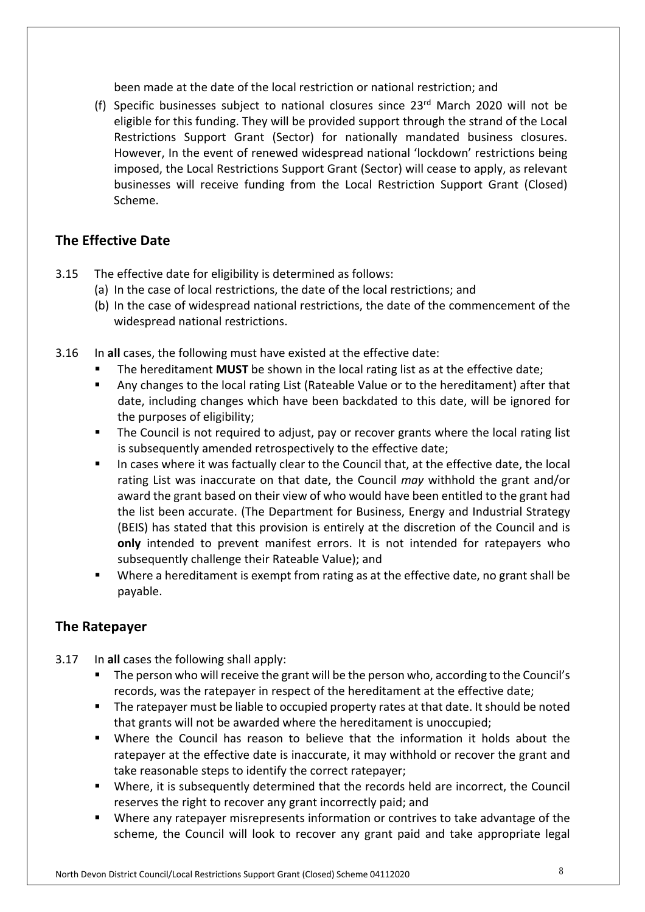been made at the date of the local restriction or national restriction; and

(f) Specific businesses subject to national closures since 23rd March 2020 will not be eligible for this funding. They will be provided support through the strand of the Local Restrictions Support Grant (Sector) for nationally mandated business closures. However, In the event of renewed widespread national 'lockdown' restrictions being imposed, the Local Restrictions Support Grant (Sector) will cease to apply, as relevant businesses will receive funding from the Local Restriction Support Grant (Closed) Scheme.

## The Effective Date

3.15 The effective date for eligibility is determined as follows:

(a) In the case of local restrictions, the date of the local restrictions; and

(b) In the case of widespread national restrictions, the date of the commencement of the widespread national restrictions.

3.16 In **all** cases, the following must have existed at the effective date:

- The hereditament **MUST** be shown in the local rating list as at the effective date;
- Any changes to the local rating List (Rateable Value or to the hereditament) after that date, including changes which have been backdated to this date, will be ignored for the purposes of eligibility;
- The Council is not required to adjust, pay or recover grants where the local rating list is subsequently amended retrospectively to the effective date;
- In cases where it was factually clear to the Council that, at the effective date, the local rating List was inaccurate on that date, the Council *may* withhold the grant and/or award the grant based on their view of who would have been entitled to the grant had the list been accurate. (The Department for Business, Energy and Industrial Strategy (BEIS) has stated that this provision is entirely at the discretion of the Council and is **only** intended to prevent manifest errors. It is not intended for ratepayers who subsequently challenge their Rateable Value); and
- Where a hereditament is exempt from rating as at the effective date, no grant shall be payable.

## The Ratepayer

3.17 In **all** cases the following shall apply:

- The person who will receive the grant will be the person who, according to the Council's records, was the ratepayer in respect of the hereditament at the effective date;
- The ratepayer must be liable to occupied property rates at that date. It should be noted that grants will not be awarded where the hereditament is unoccupied;
- Where the Council has reason to believe that the information it holds about the ratepayer at the effective date is inaccurate, it may withhold or recover the grant and take reasonable steps to identify the correct ratepayer;
- Where, it is subsequently determined that the records held are incorrect, the Council reserves the right to recover any grant incorrectly paid; and
- Where any ratepayer misrepresents information or contrives to take advantage of the scheme, the Council will look to recover any grant paid and take appropriate legal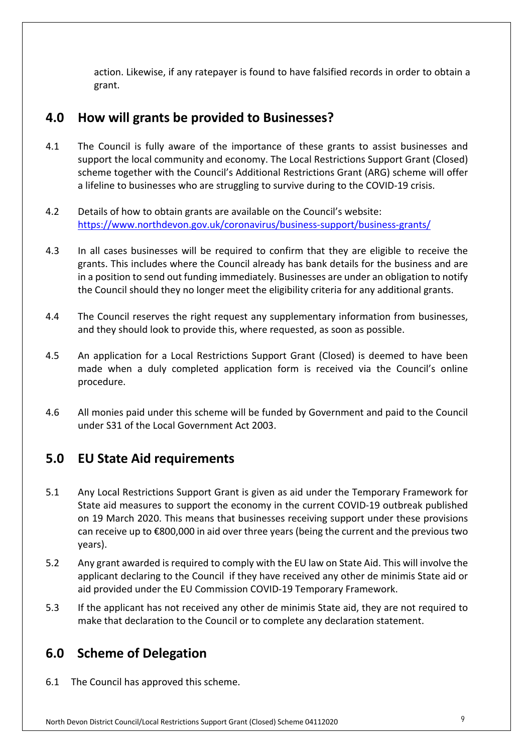action. Likewise, if any ratepayer is found to have falsified records in order to obtain a grant.

## 4.0 How will grants be provided to Businesses?

4.1 The Council is fully aware of the importance of these grants to assist businesses and support the local community and economy. The Local Restrictions Support Grant (Closed) scheme together with the Council's Additional Restrictions Grant (ARG) scheme will offer a lifeline to businesses who are struggling to survive during to the COVID-19 crisis.

4.2 Details of how to obtain grants are available on the Council's website: [https://www.northdevon.gov.uk/coronavirus/business-support/business-grants/](https://www.northdevon.gov.uk/coronavirus/business-support/business-grants/)

4.3 In all cases businesses will be required to confirm that they are eligible to receive the grants. This includes where the Council already has bank details for the business and are in a position to send out funding immediately. Businesses are under an obligation to notify the Council should they no longer meet the eligibility criteria for any additional grants.

4.4 The Council reserves the right request any supplementary information from businesses, and they should look to provide this, where requested, as soon as possible.

4.5 An application for a Local Restrictions Support Grant (Closed) is deemed to have been made when a duly completed application form is received via the Council's online procedure.

4.6 All monies paid under this scheme will be funded by Government and paid to the Council under S31 of the Local Government Act 2003.

## 5.0 EU State Aid requirements

5.1 Any Local Restrictions Support Grant is given as aid under the Temporary Framework for State aid measures to support the economy in the current COVID-19 outbreak published on 19 March 2020. This means that businesses receiving support under these provisions can receive up to €800,000 in aid over three years (being the current and the previous two years).

5.2 Any grant awarded is required to comply with the EU law on State Aid. This will involve the applicant declaring to the Council if they have received any other de minimis State aid or aid provided under the EU Commission COVID-19 Temporary Framework.

5.3 If the applicant has not received any other de minimis State aid, they are not required to make that declaration to the Council or to complete any declaration statement.

## 6.0 Scheme of Delegation

6.1 The Council has approved this scheme.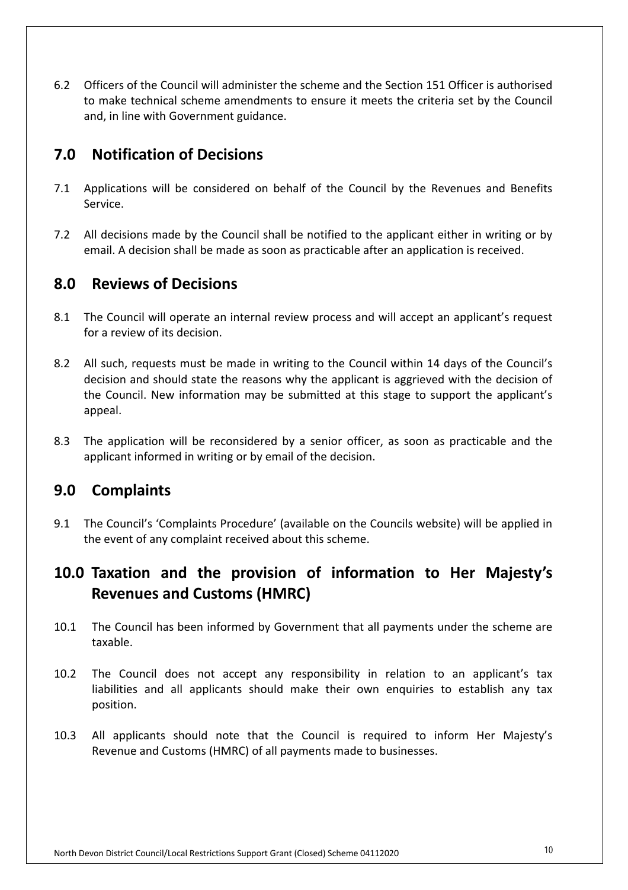6.2 Officers of the Council will administer the scheme and the Section 151 Officer is authorised to make technical scheme amendments to ensure it meets the criteria set by the Council and, in line with Government guidance.

## 7.0 Notification of Decisions

7.1 Applications will be considered on behalf of the Council by the Revenues and Benefits Service.

7.2 All decisions made by the Council shall be notified to the applicant either in writing or by email. A decision shall be made as soon as practicable after an application is received.

## 8.0 Reviews of Decisions

8.1 The Council will operate an internal review process and will accept an applicant's request for a review of its decision.

8.2 All such, requests must be made in writing to the Council within 14 days of the Council's decision and should state the reasons why the applicant is aggrieved with the decision of the Council. New information may be submitted at this stage to support the applicant's appeal.

8.3 The application will be reconsidered by a senior officer, as soon as practicable and the applicant informed in writing or by email of the decision.

## 9.0 Complaints

9.1 The Council's 'Complaints Procedure' (available on the Councils website) will be applied in the event of any complaint received about this scheme.

## 10.0 Taxation and the provision of information to Her Majesty's Revenues and Customs (HMRC)

10.1 The Council has been informed by Government that all payments under the scheme are taxable.

10.2 The Council does not accept any responsibility in relation to an applicant's tax liabilities and all applicants should make their own enquiries to establish any tax position.

10.3 All applicants should note that the Council is required to inform Her Majesty's Revenue and Customs (HMRC) of all payments made to businesses.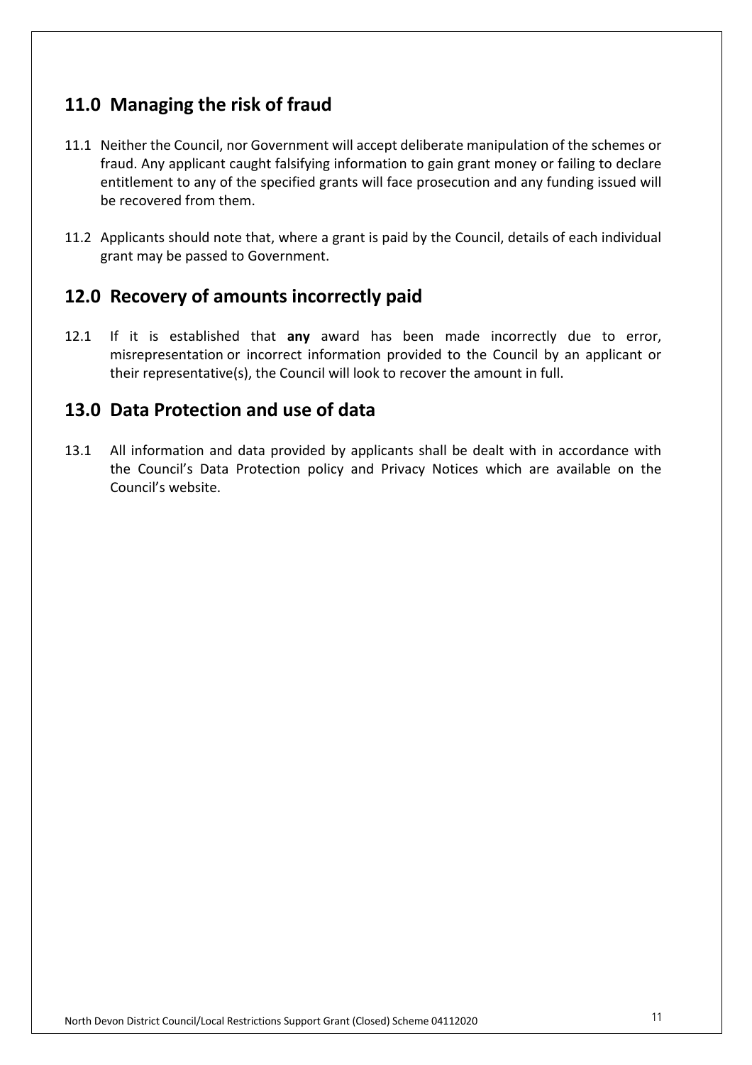## 11.0 Managing the risk of fraud

11.1 Neither the Council, nor Government will accept deliberate manipulation of the schemes or fraud. Any applicant caught falsifying information to gain grant money or failing to declare entitlement to any of the specified grants will face prosecution and any funding issued will be recovered from them.

11.2 Applicants should note that, where a grant is paid by the Council, details of each individual grant may be passed to Government.

## 12.0 Recovery of amounts incorrectly paid

12.1 If it is established that **any** award has been made incorrectly due to error, misrepresentation or incorrect information provided to the Council by an applicant or their representative(s), the Council will look to recover the amount in full.

## 13.0 Data Protection and use of data

13.1 All information and data provided by applicants shall be dealt with in accordance with the Council's Data Protection policy and Privacy Notices which are available on the Council's website.